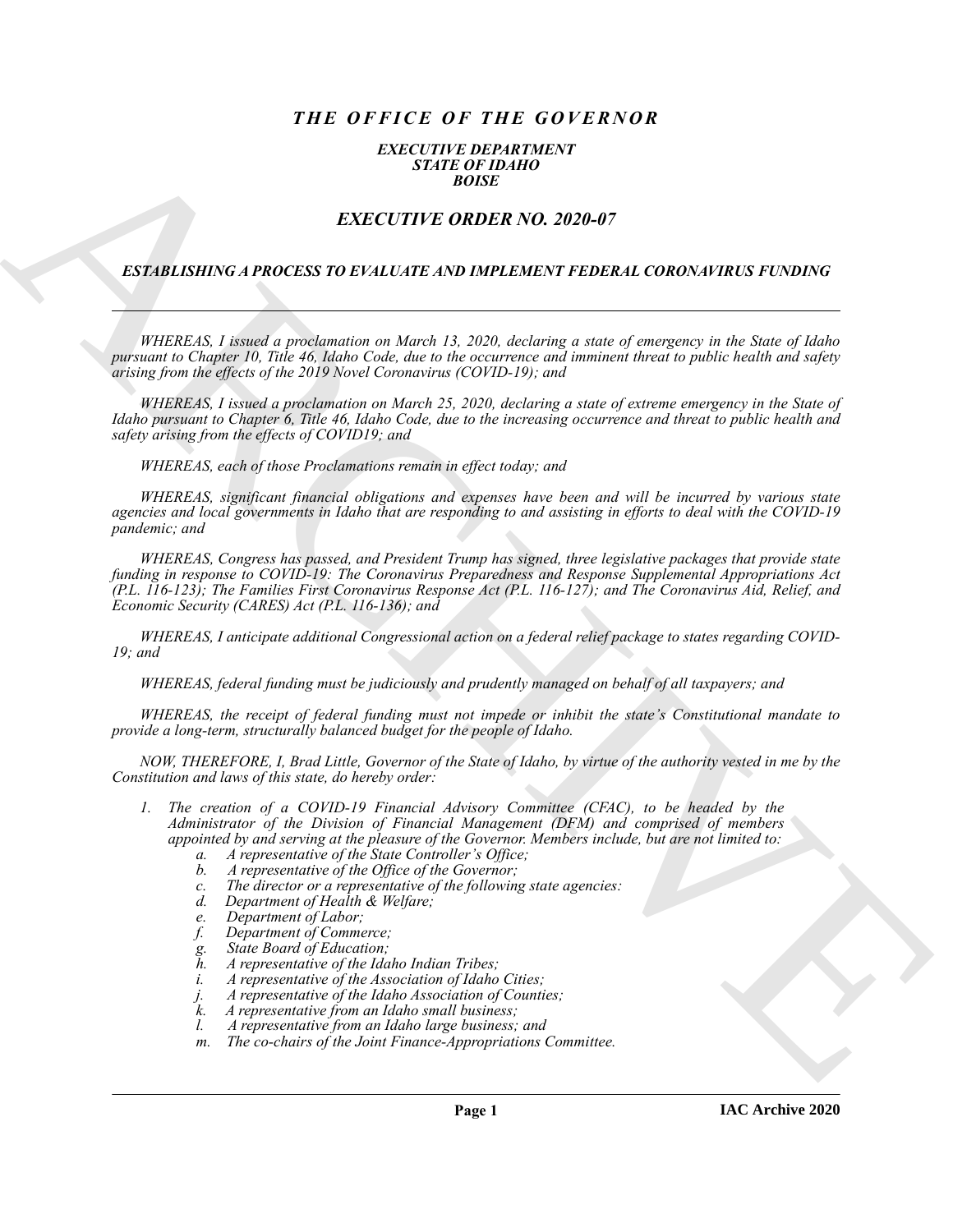# *THE OFFICE OF THE GOVERNOR*

***EXECUTIVE DEPARTMENT***
***STATE OF IDAHO***
***BOISE***

## *EXECUTIVE ORDER NO. 2020-07*

### *ESTABLISHING A PROCESS TO EVALUATE AND IMPLEMENT FEDERAL CORONAVIRUS FUNDING*

---

*WHEREAS, I issued a proclamation on March 13, 2020, declaring a state of emergency in the State of Idaho pursuant to Chapter 10, Title 46, Idaho Code, due to the occurrence and imminent threat to public health and safety arising from the effects of the 2019 Novel Coronavirus (COVID-19); and*

*WHEREAS, I issued a proclamation on March 25, 2020, declaring a state of extreme emergency in the State of Idaho pursuant to Chapter 6, Title 46, Idaho Code, due to the increasing occurrence and threat to public health and safety arising from the effects of COVID19; and*

*WHEREAS, each of those Proclamations remain in effect today; and*

*WHEREAS, significant financial obligations and expenses have been and will be incurred by various state agencies and local governments in Idaho that are responding to and assisting in efforts to deal with the COVID-19 pandemic; and*

*WHEREAS, Congress has passed, and President Trump has signed, three legislative packages that provide state funding in response to COVID-19: The Coronavirus Preparedness and Response Supplemental Appropriations Act (P.L. 116-123); The Families First Coronavirus Response Act (P.L. 116-127); and The Coronavirus Aid, Relief, and Economic Security (CARES) Act (P.L. 116-136); and*

*WHEREAS, I anticipate additional Congressional action on a federal relief package to states regarding COVID-19; and*

*WHEREAS, federal funding must be judiciously and prudently managed on behalf of all taxpayers; and*

*WHEREAS, the receipt of federal funding must not impede or inhibit the state's Constitutional mandate to provide a long-term, structurally balanced budget for the people of Idaho.*

*NOW, THEREFORE, I, Brad Little, Governor of the State of Idaho, by virtue of the authority vested in me by the Constitution and laws of this state, do hereby order:*

1. *The creation of a COVID-19 Financial Advisory Committee (CFAC), to be headed by the Administrator of the Division of Financial Management (DFM) and comprised of members appointed by and serving at the pleasure of the Governor. Members include, but are not limited to:*
   a. *A representative of the State Controller's Office;*
   b. *A representative of the Office of the Governor;*
   c. *The director or a representative of the following state agencies:*
   d. *Department of Health & Welfare;*
   e. *Department of Labor;*
   f. *Department of Commerce;*
   g. *State Board of Education;*
   h. *A representative of the Idaho Indian Tribes;*
   i. *A representative of the Association of Idaho Cities;*
   j. *A representative of the Idaho Association of Counties;*
   k. *A representative from an Idaho small business;*
   l. *A representative from an Idaho large business; and*
   m. *The co-chairs of the Joint Finance-Appropriations Committee.*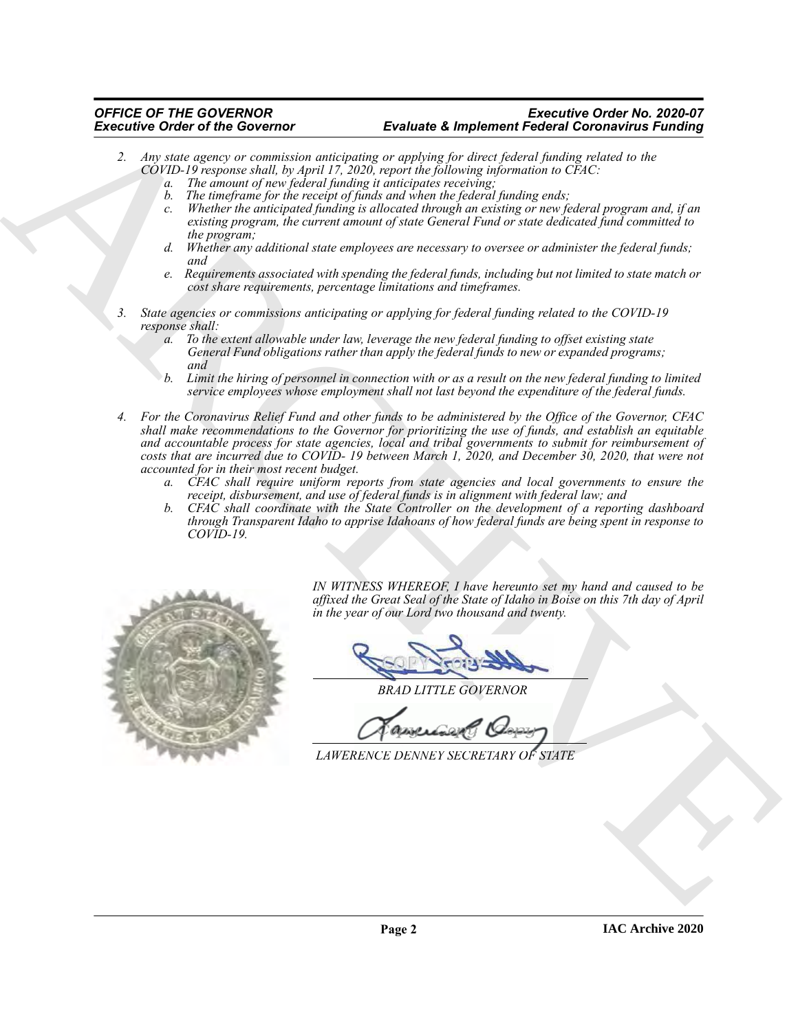2. *Any state agency or commission anticipating or applying for direct federal funding related to the COVID-19 response shall, by April 17, 2020, report the following information to CFAC:*
   a. *The amount of new federal funding it anticipates receiving;*
   b. *The timeframe for the receipt of funds and when the federal funding ends;*
   c. *Whether the anticipated funding is allocated through an existing or new federal program and, if an existing program, the current amount of state General Fund or state dedicated fund committed to the program;*
   d. *Whether any additional state employees are necessary to oversee or administer the federal funds; and*
   e. *Requirements associated with spending the federal funds, including but not limited to state match or cost share requirements, percentage limitations and timeframes.*

3. *State agencies or commissions anticipating or applying for federal funding related to the COVID-19 response shall:*
   a. *To the extent allowable under law, leverage the new federal funding to offset existing state General Fund obligations rather than apply the federal funds to new or expanded programs; and*
   b. *Limit the hiring of personnel in connection with or as a result on the new federal funding to limited service employees whose employment shall not last beyond the expenditure of the federal funds.*

4. *For the Coronavirus Relief Fund and other funds to be administered by the Office of the Governor, CFAC shall make recommendations to the Governor for prioritizing the use of funds, and establish an equitable and accountable process for state agencies, local and tribal governments to submit for reimbursement of costs that are incurred due to COVID- 19 between March 1, 2020, and December 30, 2020, that were not accounted for in their most recent budget.*
   a. *CFAC shall require uniform reports from state agencies and local governments to ensure the receipt, disbursement, and use of federal funds is in alignment with federal law; and*
   b. *CFAC shall coordinate with the State Controller on the development of a reporting dashboard through Transparent Idaho to apprise Idahoans of how federal funds are being spent in response to COVID-19.*

*IN WITNESS WHEREOF, I have hereunto set my hand and caused to be affixed the Great Seal of the State of Idaho in Boise on this 7th day of April in the year of our Lord two thousand and twenty.*

*BRAD LITTLE GOVERNOR*

*LAWERENCE DENNEY SECRETARY OF STATE*